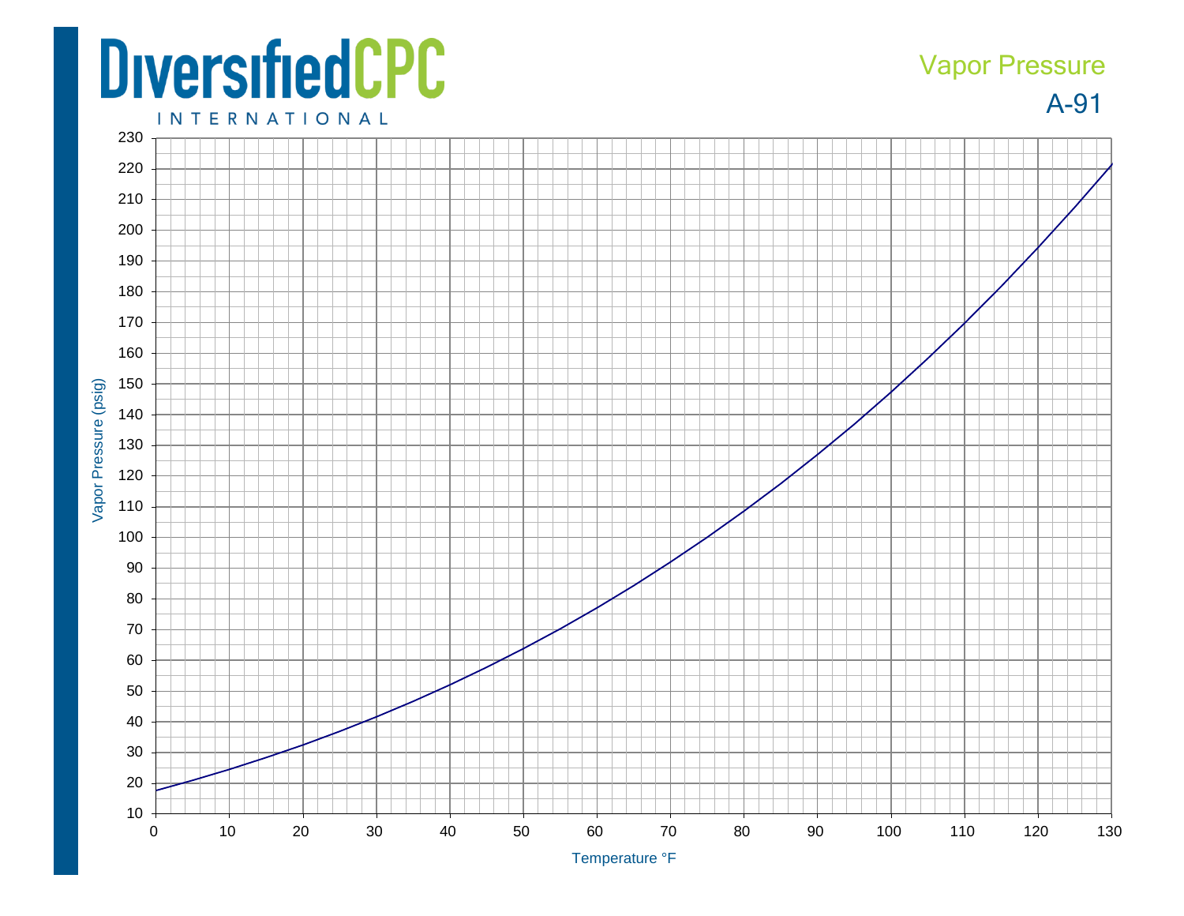# DiversifiedCPC INTERNATIONAL

## Vapor Pressure

## A-91

Vapor Pressure (psig)

Temperature °F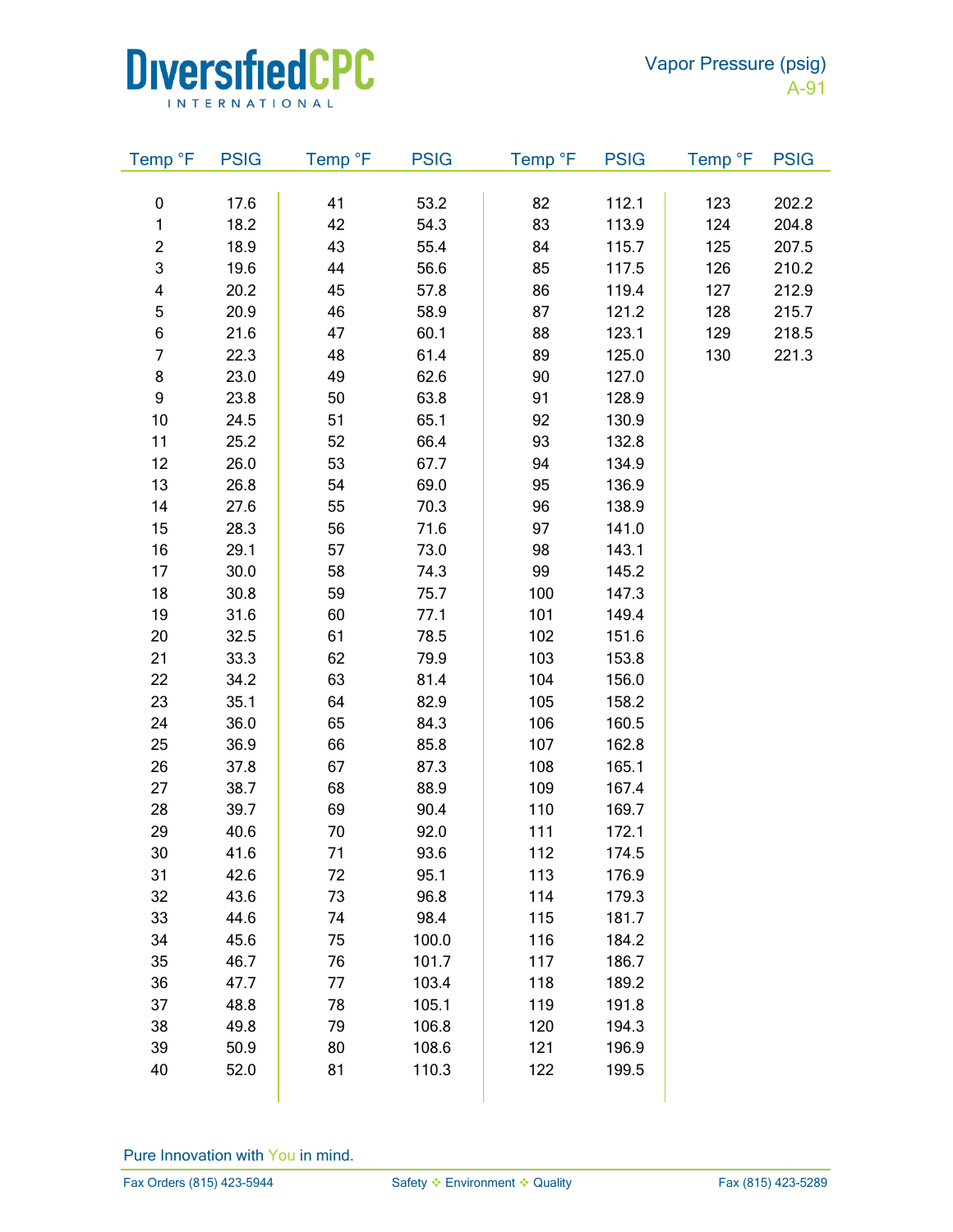DiversifiedCPC INTERNATIONAL

Vapor Pressure (psig)
A-91

| Temp °F | PSIG | Temp °F | PSIG | Temp °F | PSIG | Temp °F | PSIG |
|---|---|---|---|---|---|---|---|
| 0 | 17.6 | 41 | 53.2 | 82 | 112.1 | 123 | 202.2 |
| 1 | 18.2 | 42 | 54.3 | 83 | 113.9 | 124 | 204.8 |
| 2 | 18.9 | 43 | 55.4 | 84 | 115.7 | 125 | 207.5 |
| 3 | 19.6 | 44 | 56.6 | 85 | 117.5 | 126 | 210.2 |
| 4 | 20.2 | 45 | 57.8 | 86 | 119.4 | 127 | 212.9 |
| 5 | 20.9 | 46 | 58.9 | 87 | 121.2 | 128 | 215.7 |
| 6 | 21.6 | 47 | 60.1 | 88 | 123.1 | 129 | 218.5 |
| 7 | 22.3 | 48 | 61.4 | 89 | 125.0 | 130 | 221.3 |
| 8 | 23.0 | 49 | 62.6 | 90 | 127.0 | | |
| 9 | 23.8 | 50 | 63.8 | 91 | 128.9 | | |
| 10 | 24.5 | 51 | 65.1 | 92 | 130.9 | | |
| 11 | 25.2 | 52 | 66.4 | 93 | 132.8 | | |
| 12 | 26.0 | 53 | 67.7 | 94 | 134.9 | | |
| 13 | 26.8 | 54 | 69.0 | 95 | 136.9 | | |
| 14 | 27.6 | 55 | 70.3 | 96 | 138.9 | | |
| 15 | 28.3 | 56 | 71.6 | 97 | 141.0 | | |
| 16 | 29.1 | 57 | 73.0 | 98 | 143.1 | | |
| 17 | 30.0 | 58 | 74.3 | 99 | 145.2 | | |
| 18 | 30.8 | 59 | 75.7 | 100 | 147.3 | | |
| 19 | 31.6 | 60 | 77.1 | 101 | 149.4 | | |
| 20 | 32.5 | 61 | 78.5 | 102 | 151.6 | | |
| 21 | 33.3 | 62 | 79.9 | 103 | 153.8 | | |
| 22 | 34.2 | 63 | 81.4 | 104 | 156.0 | | |
| 23 | 35.1 | 64 | 82.9 | 105 | 158.2 | | |
| 24 | 36.0 | 65 | 84.3 | 106 | 160.5 | | |
| 25 | 36.9 | 66 | 85.8 | 107 | 162.8 | | |
| 26 | 37.8 | 67 | 87.3 | 108 | 165.1 | | |
| 27 | 38.7 | 68 | 88.9 | 109 | 167.4 | | |
| 28 | 39.7 | 69 | 90.4 | 110 | 169.7 | | |
| 29 | 40.6 | 70 | 92.0 | 111 | 172.1 | | |
| 30 | 41.6 | 71 | 93.6 | 112 | 174.5 | | |
| 31 | 42.6 | 72 | 95.1 | 113 | 176.9 | | |
| 32 | 43.6 | 73 | 96.8 | 114 | 179.3 | | |
| 33 | 44.6 | 74 | 98.4 | 115 | 181.7 | | |
| 34 | 45.6 | 75 | 100.0 | 116 | 184.2 | | |
| 35 | 46.7 | 76 | 101.7 | 117 | 186.7 | | |
| 36 | 47.7 | 77 | 103.4 | 118 | 189.2 | | |
| 37 | 48.8 | 78 | 105.1 | 119 | 191.8 | | |
| 38 | 49.8 | 79 | 106.8 | 120 | 194.3 | | |
| 39 | 50.9 | 80 | 108.6 | 121 | 196.9 | | |
| 40 | 52.0 | 81 | 110.3 | 122 | 199.5 | | |

Pure Innovation with You in mind.

Fax Orders (815) 423-5944 Safety ❖ Environment ❖ Quality Fax (815) 423-5289